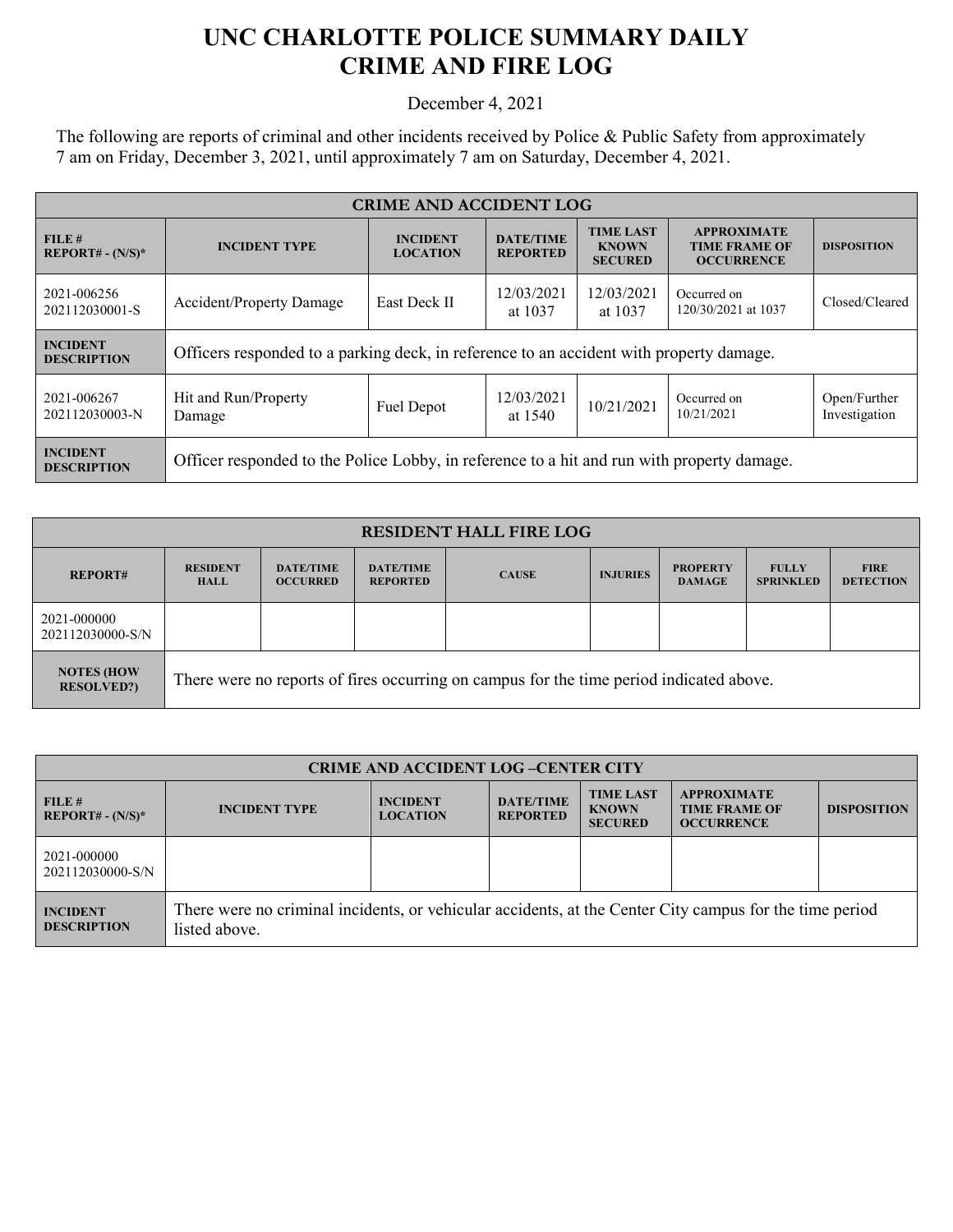# UNC CHARLOTTE POLICE SUMMARY DAILY CRIME AND FIRE LOG

December 4, 2021

The following are reports of criminal and other incidents received by Police & Public Safety from approximately 7 am on Friday, December 3, 2021, until approximately 7 am on Saturday, December 4, 2021.

| CRIME AND ACCIDENT LOG | | | | | | |
|---|---|---|---|---|---|---|
| **FILE # REPORT# - (N/S)*** | **INCIDENT TYPE** | **INCIDENT LOCATION** | **DATE/TIME REPORTED** | **TIME LAST KNOWN SECURED** | **APPROXIMATE TIME FRAME OF OCCURRENCE** | **DISPOSITION** |
| 2021-006256 202112030001-S | Accident/Property Damage | East Deck II | 12/03/2021 at 1037 | 12/03/2021 at 1037 | Occurred on 120/30/2021 at 1037 | Closed/Cleared |
| **INCIDENT DESCRIPTION** | Officers responded to a parking deck, in reference to an accident with property damage. | | | | | |
| 2021-006267 202112030003-N | Hit and Run/Property Damage | Fuel Depot | 12/03/2021 at 1540 | 10/21/2021 | Occurred on 10/21/2021 | Open/Further Investigation |
| **INCIDENT DESCRIPTION** | Officer responded to the Police Lobby, in reference to a hit and run with property damage. | | | | | |

| RESIDENT HALL FIRE LOG | | | | | | | | |
|---|---|---|---|---|---|---|---|---|
| **REPORT#** | **RESIDENT HALL** | **DATE/TIME OCCURRED** | **DATE/TIME REPORTED** | **CAUSE** | **INJURIES** | **PROPERTY DAMAGE** | **FULLY SPRINKLED** | **FIRE DETECTION** |
| 2021-000000 202112030000-S/N | | | | | | | | |
| **NOTES (HOW RESOLVED?)** | There were no reports of fires occurring on campus for the time period indicated above. | | | | | | | |

| CRIME AND ACCIDENT LOG –CENTER CITY | | | | | | |
|---|---|---|---|---|---|---|
| **FILE # REPORT# - (N/S)*** | **INCIDENT TYPE** | **INCIDENT LOCATION** | **DATE/TIME REPORTED** | **TIME LAST KNOWN SECURED** | **APPROXIMATE TIME FRAME OF OCCURRENCE** | **DISPOSITION** |
| 2021-000000 202112030000-S/N | | | | | | |
| **INCIDENT DESCRIPTION** | There were no criminal incidents, or vehicular accidents, at the Center City campus for the time period listed above. | | | | | |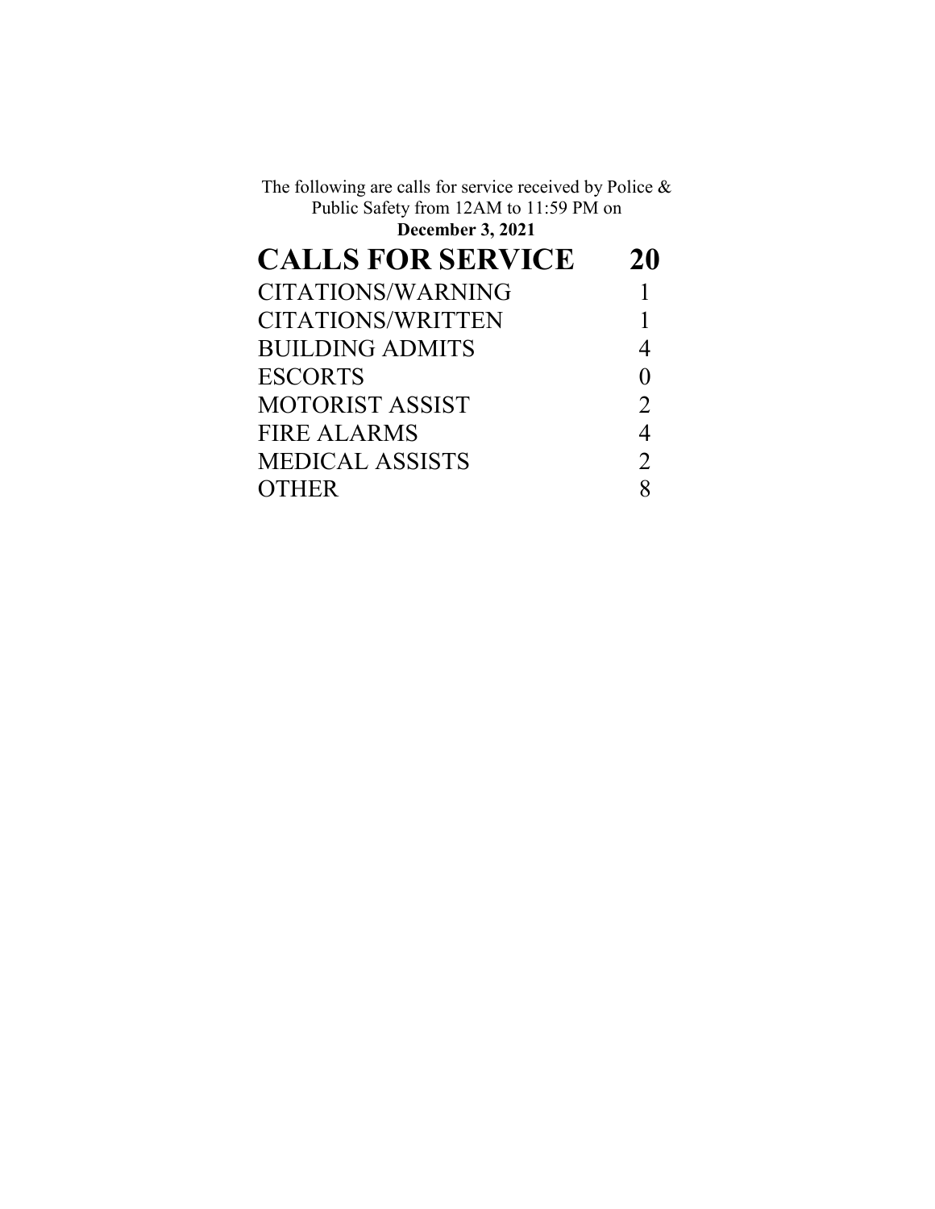The following are calls for service received by Police & Public Safety from 12AM to 11:59 PM on

**December 3, 2021**

| | |
|---|---|
| **CALLS FOR SERVICE** | **20** |
| CITATIONS/WARNING | 1 |
| CITATIONS/WRITTEN | 1 |
| BUILDING ADMITS | 4 |
| ESCORTS | 0 |
| MOTORIST ASSIST | 2 |
| FIRE ALARMS | 4 |
| MEDICAL ASSISTS | 2 |
| OTHER | 8 |